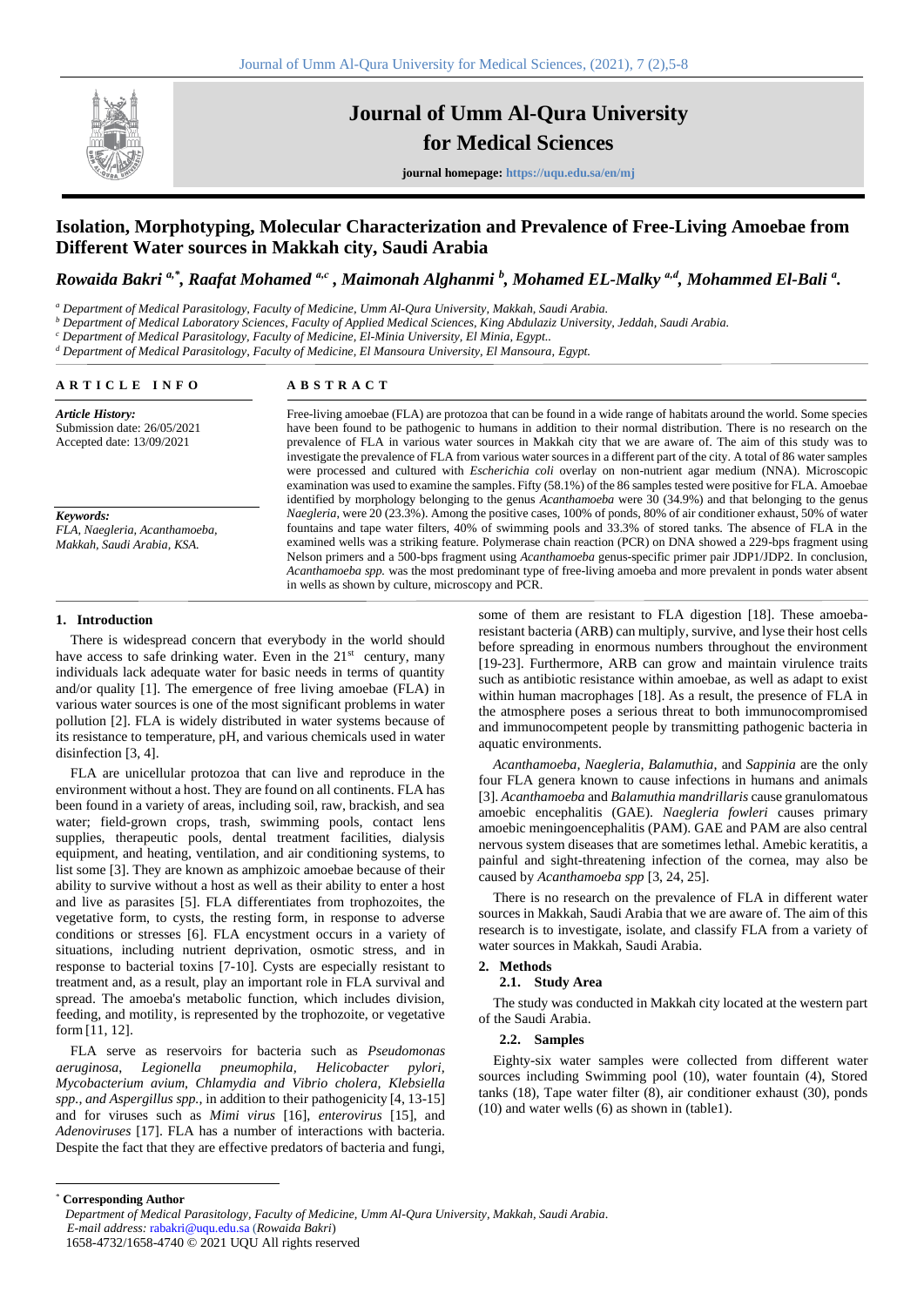# Journal of Umm Al-Qura University for Medical Sciences

**journal homepage:** https://uqu.edu.sa/en/mj

## Isolation, Morphotyping, Molecular Characterization and Prevalence of Free-Living Amoebae from Different Water sources in Makkah city, Saudi Arabia

***Rowaida Bakri** [a,*], **Raafat Mohamed** [a,c], **Maimonah Alghanmi** [b], **Mohamed EL-Malky** [a,d], **Mohammed El-Bali** [a].*

[a] *Department of Medical Parasitology, Faculty of Medicine, Umm Al-Qura University, Makkah, Saudi Arabia.*
[b] *Department of Medical Laboratory Sciences, Faculty of Applied Medical Sciences, King Abdulaziz University, Jeddah, Saudi Arabia.*
[c] *Department of Medical Parasitology, Faculty of Medicine, El-Minia University, El Minia, Egypt..*
[d] *Department of Medical Parasitology, Faculty of Medicine, El Mansoura University, El Mansoura, Egypt.*

**ARTICLE INFO**

*Article History:*
Submission date: 26/05/2021
Accepted date: 13/09/2021

*Keywords:*
*FLA, Naegleria, Acanthamoeba, Makkah, Saudi Arabia, KSA.*

**ABSTRACT**

Free-living amoebae (FLA) are protozoa that can be found in a wide range of habitats around the world. Some species have been found to be pathogenic to humans in addition to their normal distribution. There is no research on the prevalence of FLA in various water sources in Makkah city that we are aware of. The aim of this study was to investigate the prevalence of FLA from various water sources in a different part of the city. A total of 86 water samples were processed and cultured with *Escherichia coli* overlay on non-nutrient agar medium (NNA). Microscopic examination was used to examine the samples. Fifty (58.1%) of the 86 samples tested were positive for FLA. Amoebae identified by morphology belonging to the genus *Acanthamoeba* were 30 (34.9%) and that belonging to the genus *Naegleria*, were 20 (23.3%). Among the positive cases, 100% of ponds, 80% of air conditioner exhaust, 50% of water fountains and tape water filters, 40% of swimming pools and 33.3% of stored tanks. The absence of FLA in the examined wells was a striking feature. Polymerase chain reaction (PCR) on DNA showed a 229-bps fragment using Nelson primers and a 500-bps fragment using *Acanthamoeba* genus-specific primer pair JDP1/JDP2. In conclusion, *Acanthamoeba spp.* was the most predominant type of free-living amoeba and more prevalent in ponds water absent in wells as shown by culture, microscopy and PCR.

### 1. Introduction

There is widespread concern that everybody in the world should have access to safe drinking water. Even in the 21st century, many individuals lack adequate water for basic needs in terms of quantity and/or quality [1]. The emergence of free living amoebae (FLA) in various water sources is one of the most significant problems in water pollution [2]. FLA is widely distributed in water systems because of its resistance to temperature, pH, and various chemicals used in water disinfection [3, 4].

FLA are unicellular protozoa that can live and reproduce in the environment without a host. They are found on all continents. FLA has been found in a variety of areas, including soil, raw, brackish, and sea water; field-grown crops, trash, swimming pools, contact lens supplies, therapeutic pools, dental treatment facilities, dialysis equipment, and heating, ventilation, and air conditioning systems, to list some [3]. They are known as amphizoic amoebae because of their ability to survive without a host as well as their ability to enter a host and live as parasites [5]. FLA differentiates from trophozoites, the vegetative form, to cysts, the resting form, in response to adverse conditions or stresses [6]. FLA encystment occurs in a variety of situations, including nutrient deprivation, osmotic stress, and in response to bacterial toxins [7-10]. Cysts are especially resistant to treatment and, as a result, play an important role in FLA survival and spread. The amoeba's metabolic function, which includes division, feeding, and motility, is represented by the trophozoite, or vegetative form [11, 12].

FLA serve as reservoirs for bacteria such as *Pseudomonas aeruginosa*, *Legionella pneumophila*, *Helicobacter pylori*, *Mycobacterium avium*, *Chlamydia and Vibrio cholera*, *Klebsiella spp.*, *and Aspergillus spp.*, in addition to their pathogenicity [4, 13-15] and for viruses such as *Mimi virus* [16], *enterovirus* [15], and *Adenoviruses* [17]. FLA has a number of interactions with bacteria. Despite the fact that they are effective predators of bacteria and fungi, some of them are resistant to FLA digestion [18]. These amoeba-resistant bacteria (ARB) can multiply, survive, and lyse their host cells before spreading in enormous numbers throughout the environment [19-23]. Furthermore, ARB can grow and maintain virulence traits such as antibiotic resistance within amoebae, as well as adapt to exist within human macrophages [18]. As a result, the presence of FLA in the atmosphere poses a serious threat to both immunocompromised and immunocompetent people by transmitting pathogenic bacteria in aquatic environments.

*Acanthamoeba*, *Naegleria*, *Balamuthia*, and *Sappinia* are the only four FLA genera known to cause infections in humans and animals [3]. *Acanthamoeba* and *Balamuthia mandrillaris* cause granulomatous amoebic encephalitis (GAE). *Naegleria fowleri* causes primary amoebic meningoencephalitis (PAM). GAE and PAM are also central nervous system diseases that are sometimes lethal. Amebic keratitis, a painful and sight-threatening infection of the cornea, may also be caused by *Acanthamoeba spp* [3, 24, 25].

There is no research on the prevalence of FLA in different water sources in Makkah, Saudi Arabia that we are aware of. The aim of this research is to investigate, isolate, and classify FLA from a variety of water sources in Makkah, Saudi Arabia.

### 2. Methods

#### 2.1. Study Area

The study was conducted in Makkah city located at the western part of the Saudi Arabia.

#### 2.2. Samples

Eighty-six water samples were collected from different water sources including Swimming pool (10), water fountain (4), Stored tanks (18), Tape water filter (8), air conditioner exhaust (30), ponds (10) and water wells (6) as shown in (table1).

---

\* **Corresponding Author**
*Department of Medical Parasitology, Faculty of Medicine, Umm Al-Qura University, Makkah, Saudi Arabia.*
*E-mail address:* rabakri@uqu.edu.sa (*Rowaida Bakri*)
1658-4732/1658-4740 © 2021 UQU All rights reserved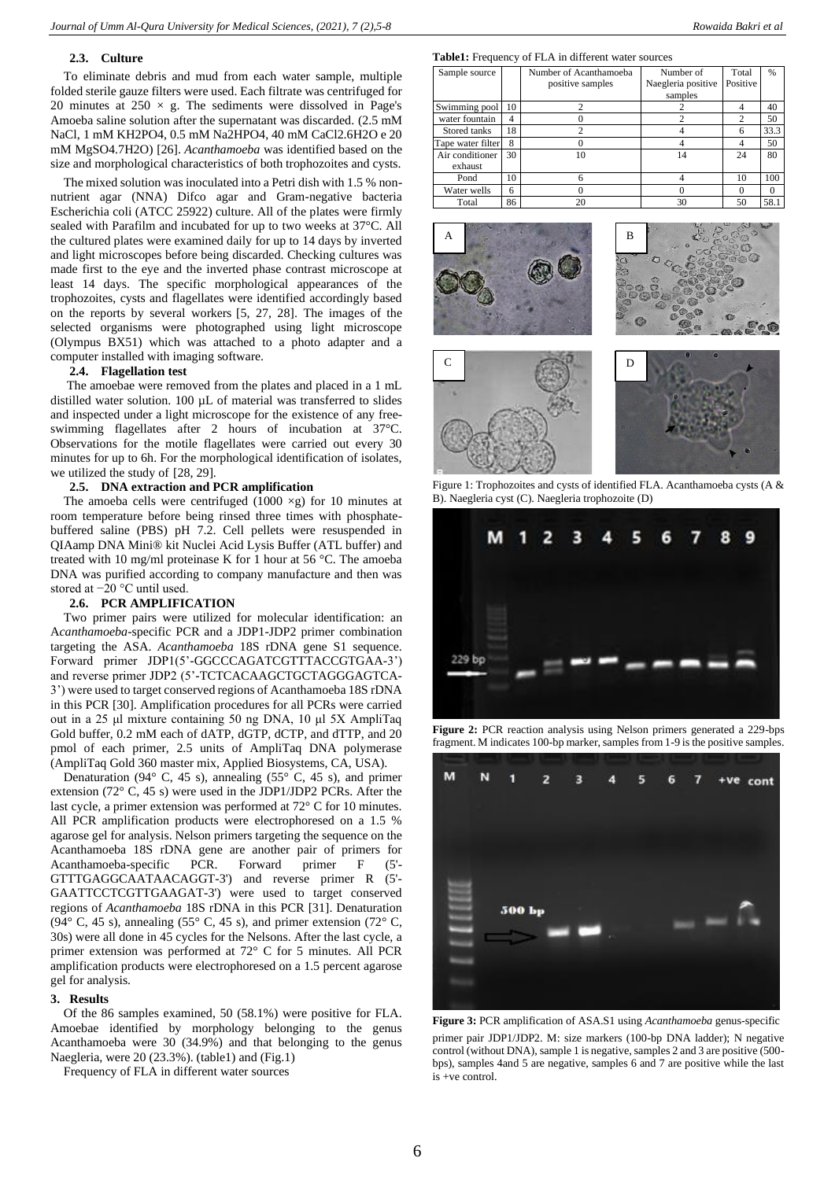### 2.3. Culture

To eliminate debris and mud from each water sample, multiple folded sterile gauze filters were used. Each filtrate was centrifuged for 20 minutes at 250 × g. The sediments were dissolved in Page's Amoeba saline solution after the supernatant was discarded. (2.5 mM NaCl, 1 mM $KH_2PO_4$, 0.5 mM $Na_2HPO_4$, 40 mM $CaCl_2.6H_2O$ e 20 mM $MgSO_4.7H_2O$) [26]. *Acanthamoeba* was identified based on the size and morphological characteristics of both trophozoites and cysts.

The mixed solution was inoculated into a Petri dish with 1.5 % non-nutrient agar (NNA) Difco agar and Gram-negative bacteria Escherichia coli (ATCC 25922) culture. All of the plates were firmly sealed with Parafilm and incubated for up to two weeks at 37°C. All the cultured plates were examined daily for up to 14 days by inverted and light microscopes before being discarded. Checking cultures was made first to the eye and the inverted phase contrast microscope at least 14 days. The specific morphological appearances of the trophozoites, cysts and flagellates were identified accordingly based on the reports by several workers [5, 27, 28]. The images of the selected organisms were photographed using light microscope (Olympus BX51) which was attached to a photo adapter and a computer installed with imaging software.

### 2.4. Flagellation test

The amoebae were removed from the plates and placed in a 1 mL distilled water solution. 100 µL of material was transferred to slides and inspected under a light microscope for the existence of any free-swimming flagellates after 2 hours of incubation at 37°C. Observations for the motile flagellates were carried out every 30 minutes for up to 6h. For the morphological identification of isolates, we utilized the study of [28, 29].

### 2.5. DNA extraction and PCR amplification

The amoeba cells were centrifuged (1000 ×g) for 10 minutes at room temperature before being rinsed three times with phosphate-buffered saline (PBS) pH 7.2. Cell pellets were resuspended in QIAamp DNA Mini® kit Nuclei Acid Lysis Buffer (ATL buffer) and treated with 10 mg/ml proteinase K for 1 hour at 56 °C. The amoeba DNA was purified according to company manufacture and then was stored at −20 °C until used.

### 2.6. PCR AMPLIFICATION

Two primer pairs were utilized for molecular identification: an A*canthamoeba*-specific PCR and a JDP1-JDP2 primer combination targeting the ASA. *Acanthamoeba* 18S rDNA gene S1 sequence. Forward primer JDP1(5'-GGCCCAGATCGTTTACCGTGAA-3') and reverse primer JDP2 (5'-TCTCACAAGCTGCTAGGGAGTCA-3') were used to target conserved regions of Acanthamoeba 18S rDNA in this PCR [30]. Amplification procedures for all PCRs were carried out in a 25 µl mixture containing 50 ng DNA, 10 µl 5X AmpliTaq Gold buffer, 0.2 mM each of dATP, dGTP, dCTP, and dTTP, and 20 pmol of each primer, 2.5 units of AmpliTaq DNA polymerase (AmpliTaq Gold 360 master mix, Applied Biosystems, CA, USA).

Denaturation (94° C, 45 s), annealing (55° C, 45 s), and primer extension (72° C, 45 s) were used in the JDP1/JDP2 PCRs. After the last cycle, a primer extension was performed at 72° C for 10 minutes. All PCR amplification products were electrophoresed on a 1.5 % agarose gel for analysis. Nelson primers targeting the sequence on the Acanthamoeba 18S rDNA gene are another pair of primers for Acanthamoeba-specific PCR. Forward primer F (5'-GTTTGAGGCAATAACAGGT-3') and reverse primer R (5'-GAATTCCTCGTTGAAGAT-3') were used to target conserved regions of *Acanthamoeba* 18S rDNA in this PCR [31]. Denaturation (94° C, 45 s), annealing (55° C, 45 s), and primer extension (72° C, 30s) were all done in 45 cycles for the Nelsons. After the last cycle, a primer extension was performed at 72° C for 5 minutes. All PCR amplification products were electrophoresed on a 1.5 percent agarose gel for analysis.

## 3. Results

Of the 86 samples examined, 50 (58.1%) were positive for FLA. Amoebae identified by morphology belonging to the genus Acanthamoeba were 30 (34.9%) and that belonging to the genus Naegleria, were 20 (23.3%). (table1) and (Fig.1)

Frequency of FLA in different water sources

**Table1:** Frequency of FLA in different water sources

| Sample source | | Number of Acanthamoeba positive samples | Number of Naegleria positive samples | Total Positive | % |
|---|---|---|---|---|---|
| Swimming pool | 10 | 2 | 2 | 4 | 40 |
| water fountain | 4 | 0 | 2 | 2 | 50 |
| Stored tanks | 18 | 2 | 4 | 6 | 33.3 |
| Tape water filter | 8 | 0 | 4 | 4 | 50 |
| Air conditioner exhaust | 30 | 10 | 14 | 24 | 80 |
| Pond | 10 | 6 | 4 | 10 | 100 |
| Water wells | 6 | 0 | 0 | 0 | 0 |
| Total | 86 | 20 | 30 | 50 | 58.1 |

Figure 1: Trophozoites and cysts of identified FLA. Acanthamoeba cysts (A & B). Naegleria cyst (C). Naegleria trophozoite (D)

**Figure 2:** PCR reaction analysis using Nelson primers generated a 229-bps fragment. M indicates 100-bp marker, samples from 1-9 is the positive samples.

**Figure 3:** PCR amplification of ASA.S1 using *Acanthamoeba* genus-specific primer pair JDP1/JDP2. M: size markers (100-bp DNA ladder); N negative control (without DNA), sample 1 is negative, samples 2 and 3 are positive (500-bps), samples 4and 5 are negative, samples 6 and 7 are positive while the last is +ve control.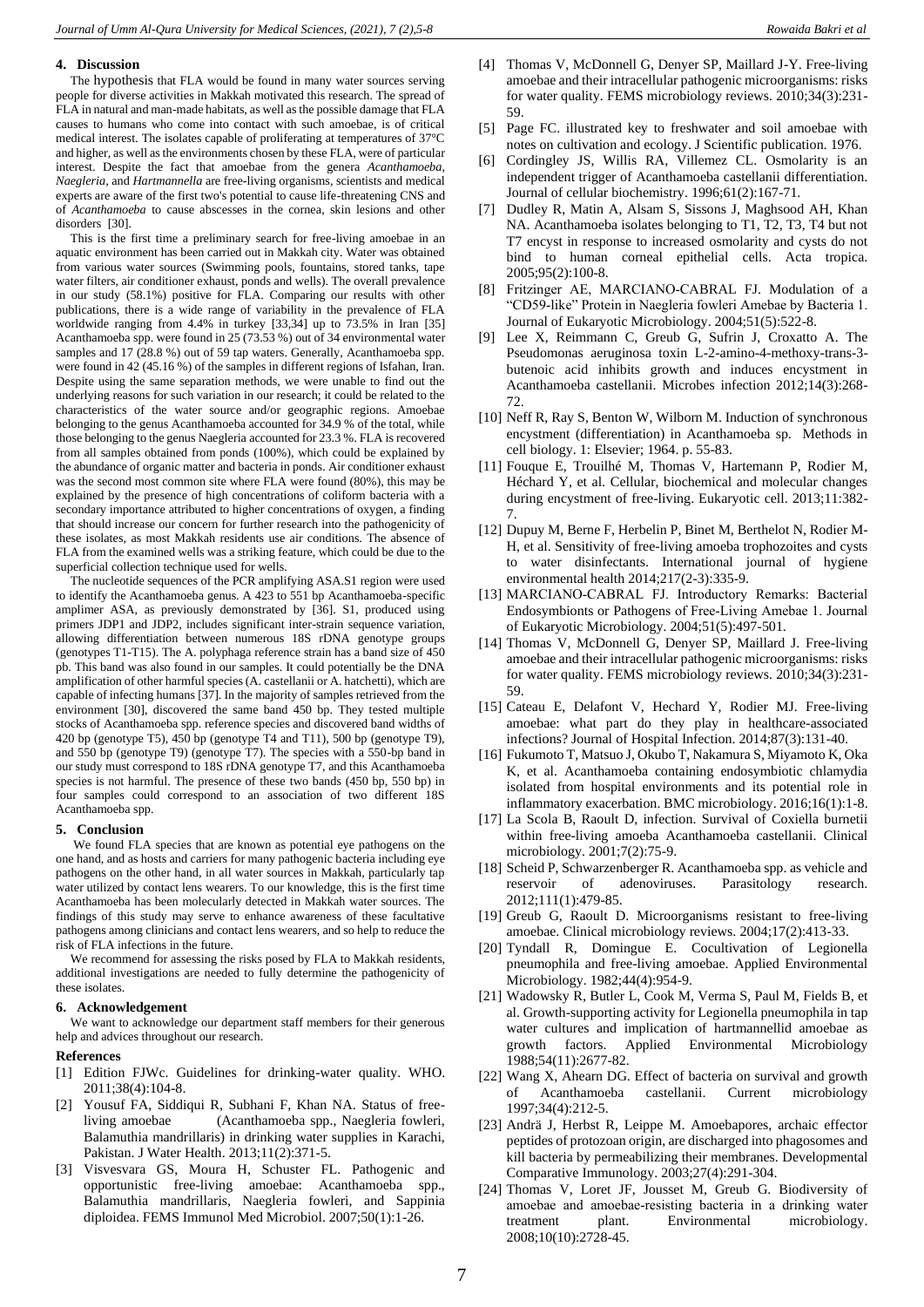## 4. Discussion

The hypothesis that FLA would be found in many water sources serving people for diverse activities in Makkah motivated this research. The spread of FLA in natural and man-made habitats, as well as the possible damage that FLA causes to humans who come into contact with such amoebae, is of critical medical interest. The isolates capable of proliferating at temperatures of 37°C and higher, as well as the environments chosen by these FLA, were of particular interest. Despite the fact that amoebae from the genera *Acanthamoeba*, *Naegleria*, and *Hartmannella* are free-living organisms, scientists and medical experts are aware of the first two's potential to cause life-threatening CNS and of *Acanthamoeba* to cause abscesses in the cornea, skin lesions and other disorders [30].

This is the first time a preliminary search for free-living amoebae in an aquatic environment has been carried out in Makkah city. Water was obtained from various water sources (Swimming pools, fountains, stored tanks, tape water filters, air conditioner exhaust, ponds and wells). The overall prevalence in our study (58.1%) positive for FLA. Comparing our results with other publications, there is a wide range of variability in the prevalence of FLA worldwide ranging from 4.4% in turkey [33,34] up to 73.5% in Iran [35] Acanthamoeba spp. were found in 25 (73.53 %) out of 34 environmental water samples and 17 (28.8 %) out of 59 tap waters. Generally, Acanthamoeba spp. were found in 42 (45.16 %) of the samples in different regions of Isfahan, Iran. Despite using the same separation methods, we were unable to find out the underlying reasons for such variation in our research; it could be related to the characteristics of the water source and/or geographic regions. Amoebae belonging to the genus Acanthamoeba accounted for 34.9 % of the total, while those belonging to the genus Naegleria accounted for 23.3 %. FLA is recovered from all samples obtained from ponds (100%), which could be explained by the abundance of organic matter and bacteria in ponds. Air conditioner exhaust was the second most common site where FLA were found (80%), this may be explained by the presence of high concentrations of coliform bacteria with a secondary importance attributed to higher concentrations of oxygen, a finding that should increase our concern for further research into the pathogenicity of these isolates, as most Makkah residents use air conditions. The absence of FLA from the examined wells was a striking feature, which could be due to the superficial collection technique used for wells.

The nucleotide sequences of the PCR amplifying ASA.S1 region were used to identify the Acanthamoeba genus. A 423 to 551 bp Acanthamoeba-specific amplimer ASA, as previously demonstrated by [36]. S1, produced using primers JDP1 and JDP2, includes significant inter-strain sequence variation, allowing differentiation between numerous 18S rDNA genotype groups (genotypes T1-T15). The A. polyphaga reference strain has a band size of 450 pb. This band was also found in our samples. It could potentially be the DNA amplification of other harmful species (A. castellanii or A. hatchetti), which are capable of infecting humans [37]. In the majority of samples retrieved from the environment [30], discovered the same band 450 bp. They tested multiple stocks of Acanthamoeba spp. reference species and discovered band widths of 420 bp (genotype T5), 450 bp (genotype T4 and T11), 500 bp (genotype T9), and 550 bp (genotype T9) (genotype T7). The species with a 550-bp band in our study must correspond to 18S rDNA genotype T7, and this Acanthamoeba species is not harmful. The presence of these two bands (450 bp, 550 bp) in four samples could correspond to an association of two different 18S Acanthamoeba spp.

## 5. Conclusion

We found FLA species that are known as potential eye pathogens on the one hand, and as hosts and carriers for many pathogenic bacteria including eye pathogens on the other hand, in all water sources in Makkah, particularly tap water utilized by contact lens wearers. To our knowledge, this is the first time Acanthamoeba has been molecularly detected in Makkah water sources. The findings of this study may serve to enhance awareness of these facultative pathogens among clinicians and contact lens wearers, and so help to reduce the risk of FLA infections in the future.

We recommend for assessing the risks posed by FLA to Makkah residents, additional investigations are needed to fully determine the pathogenicity of these isolates.

## 6. Acknowledgement

We want to acknowledge our department staff members for their generous help and advices throughout our research.

## References

[1] Edition FJWc. Guidelines for drinking-water quality. WHO. 2011;38(4):104-8.

[2] Yousuf FA, Siddiqui R, Subhani F, Khan NA. Status of free-living amoebae (Acanthamoeba spp., Naegleria fowleri, Balamuthia mandrillaris) in drinking water supplies in Karachi, Pakistan. J Water Health. 2013;11(2):371-5.

[3] Visvesvara GS, Moura H, Schuster FL. Pathogenic and opportunistic free-living amoebae: Acanthamoeba spp., Balamuthia mandrillaris, Naegleria fowleri, and Sappinia diploidea. FEMS Immunol Med Microbiol. 2007;50(1):1-26.

[4] Thomas V, McDonnell G, Denyer SP, Maillard J-Y. Free-living amoebae and their intracellular pathogenic microorganisms: risks for water quality. FEMS microbiology reviews. 2010;34(3):231-59.

[5] Page FC. illustrated key to freshwater and soil amoebae with notes on cultivation and ecology. J Scientific publication. 1976.

[6] Cordingley JS, Willis RA, Villemez CL. Osmolarity is an independent trigger of Acanthamoeba castellanii differentiation. Journal of cellular biochemistry. 1996;61(2):167-71.

[7] Dudley R, Matin A, Alsam S, Sissons J, Maghsood AH, Khan NA. Acanthamoeba isolates belonging to T1, T2, T3, T4 but not T7 encyst in response to increased osmolarity and cysts do not bind to human corneal epithelial cells. Acta tropica. 2005;95(2):100-8.

[8] Fritzinger AE, MARCIANO-CABRAL FJ. Modulation of a "CD59-like" Protein in Naegleria fowleri Amebae by Bacteria 1. Journal of Eukaryotic Microbiology. 2004;51(5):522-8.

[9] Lee X, Reimmann C, Greub G, Sufrin J, Croxatto A. The Pseudomonas aeruginosa toxin L-2-amino-4-methoxy-trans-3-butenoic acid inhibits growth and induces encystment in Acanthamoeba castellanii. Microbes infection 2012;14(3):268-72.

[10] Neff R, Ray S, Benton W, Wilborn M. Induction of synchronous encystment (differentiation) in Acanthamoeba sp. Methods in cell biology. 1: Elsevier; 1964. p. 55-83.

[11] Fouque E, Trouilhé M, Thomas V, Hartemann P, Rodier M, Héchard Y, et al. Cellular, biochemical and molecular changes during encystment of free-living. Eukaryotic cell. 2013;11:382-7.

[12] Dupuy M, Berne F, Herbelin P, Binet M, Berthelot N, Rodier M-H, et al. Sensitivity of free-living amoeba trophozoites and cysts to water disinfectants. International journal of hygiene environmental health 2014;217(2-3):335-9.

[13] MARCIANO-CABRAL FJ. Introductory Remarks: Bacterial Endosymbionts or Pathogens of Free-Living Amebae 1. Journal of Eukaryotic Microbiology. 2004;51(5):497-501.

[14] Thomas V, McDonnell G, Denyer SP, Maillard J. Free-living amoebae and their intracellular pathogenic microorganisms: risks for water quality. FEMS microbiology reviews. 2010;34(3):231-59.

[15] Cateau E, Delafont V, Hechard Y, Rodier MJ. Free-living amoebae: what part do they play in healthcare-associated infections? Journal of Hospital Infection. 2014;87(3):131-40.

[16] Fukumoto T, Matsuo J, Okubo T, Nakamura S, Miyamoto K, Oka K, et al. Acanthamoeba containing endosymbiotic chlamydia isolated from hospital environments and its potential role in inflammatory exacerbation. BMC microbiology. 2016;16(1):1-8.

[17] La Scola B, Raoult D, infection. Survival of Coxiella burnetii within free-living amoeba Acanthamoeba castellanii. Clinical microbiology. 2001;7(2):75-9.

[18] Scheid P, Schwarzenberger R. Acanthamoeba spp. as vehicle and reservoir of adenoviruses. Parasitology research. 2012;111(1):479-85.

[19] Greub G, Raoult D. Microorganisms resistant to free-living amoebae. Clinical microbiology reviews. 2004;17(2):413-33.

[20] Tyndall R, Domingue E. Cocultivation of Legionella pneumophila and free-living amoebae. Applied Environmental Microbiology. 1982;44(4):954-9.

[21] Wadowsky R, Butler L, Cook M, Verma S, Paul M, Fields B, et al. Growth-supporting activity for Legionella pneumophila in tap water cultures and implication of hartmannellid amoebae as growth factors. Applied Environmental Microbiology 1988;54(11):2677-82.

[22] Wang X, Ahearn DG. Effect of bacteria on survival and growth of Acanthamoeba castellanii. Current microbiology 1997;34(4):212-5.

[23] Andrä J, Herbst R, Leippe M. Amoebapores, archaic effector peptides of protozoan origin, are discharged into phagosomes and kill bacteria by permeabilizing their membranes. Developmental Comparative Immunology. 2003;27(4):291-304.

[24] Thomas V, Loret JF, Jousset M, Greub G. Biodiversity of amoebae and amoebae-resisting bacteria in a drinking water treatment plant. Environmental microbiology. 2008;10(10):2728-45.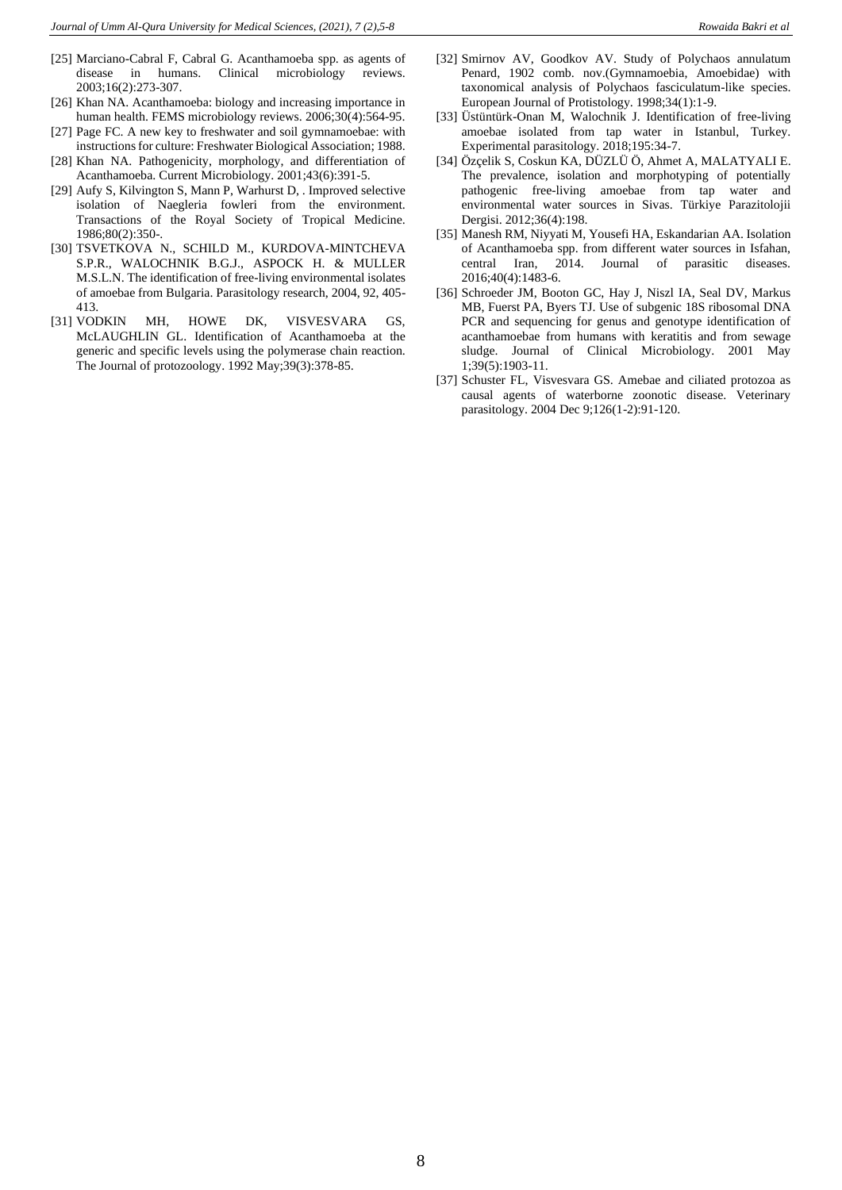[25] Marciano-Cabral F, Cabral G. Acanthamoeba spp. as agents of disease in humans. Clinical microbiology reviews. 2003;16(2):273-307.

[26] Khan NA. Acanthamoeba: biology and increasing importance in human health. FEMS microbiology reviews. 2006;30(4):564-95.

[27] Page FC. A new key to freshwater and soil gymnamoebae: with instructions for culture: Freshwater Biological Association; 1988.

[28] Khan NA. Pathogenicity, morphology, and differentiation of Acanthamoeba. Current Microbiology. 2001;43(6):391-5.

[29] Aufy S, Kilvington S, Mann P, Warhurst D, . Improved selective isolation of Naegleria fowleri from the environment. Transactions of the Royal Society of Tropical Medicine. 1986;80(2):350-.

[30] TSVETKOVA N., SCHILD M., KURDOVA-MINTCHEVA S.P.R., WALOCHNIK B.G.J., ASPOCK H. & MULLER M.S.L.N. The identification of free-living environmental isolates of amoebae from Bulgaria. Parasitology research, 2004, 92, 405-413.

[31] VODKIN MH, HOWE DK, VISVESVARA GS, McLAUGHLIN GL. Identification of Acanthamoeba at the generic and specific levels using the polymerase chain reaction. The Journal of protozoology. 1992 May;39(3):378-85.

[32] Smirnov AV, Goodkov AV. Study of Polychaos annulatum Penard, 1902 comb. nov.(Gymnamoebia, Amoebidae) with taxonomical analysis of Polychaos fasciculatum-like species. European Journal of Protistology. 1998;34(1):1-9.

[33] Üstüntürk-Onan M, Walochnik J. Identification of free-living amoebae isolated from tap water in Istanbul, Turkey. Experimental parasitology. 2018;195:34-7.

[34] Özçelik S, Coskun KA, DÜZLÜ Ö, Ahmet A, MALATYALI E. The prevalence, isolation and morphotyping of potentially pathogenic free-living amoebae from tap water and environmental water sources in Sivas. Türkiye Parazitolojii Dergisi. 2012;36(4):198.

[35] Manesh RM, Niyyati M, Yousefi HA, Eskandarian AA. Isolation of Acanthamoeba spp. from different water sources in Isfahan, central Iran, 2014. Journal of parasitic diseases. 2016;40(4):1483-6.

[36] Schroeder JM, Booton GC, Hay J, Niszl IA, Seal DV, Markus MB, Fuerst PA, Byers TJ. Use of subgenic 18S ribosomal DNA PCR and sequencing for genus and genotype identification of acanthamoebae from humans with keratitis and from sewage sludge. Journal of Clinical Microbiology. 2001 May 1;39(5):1903-11.

[37] Schuster FL, Visvesvara GS. Amebae and ciliated protozoa as causal agents of waterborne zoonotic disease. Veterinary parasitology. 2004 Dec 9;126(1-2):91-120.